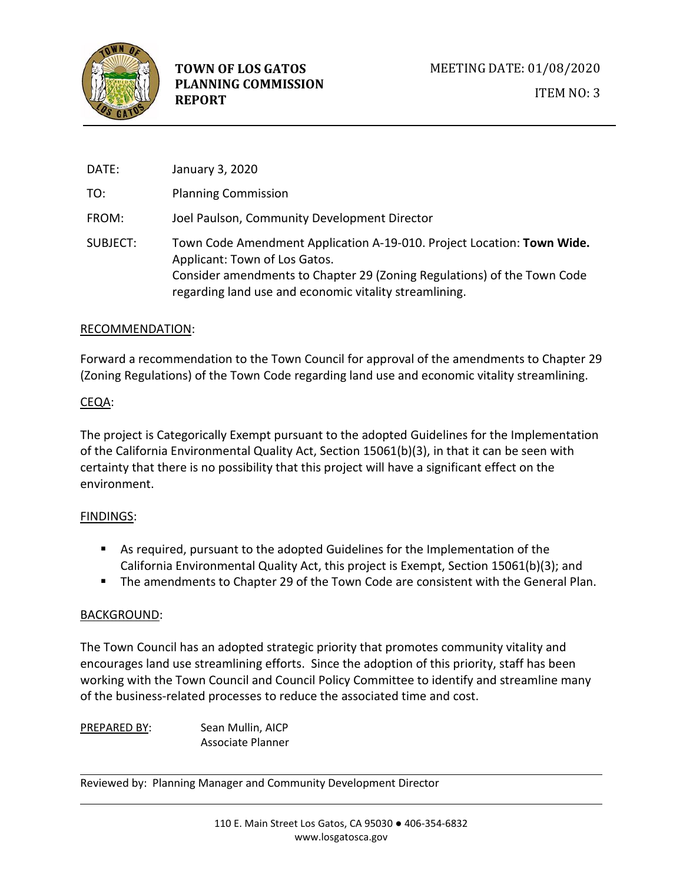**TOWN OF LOS GATOS PLANNING COMMISSION REPORT**

MEETING DATE: 01/08/2020

ITEM NO: 3

| | |
|---|---|
| DATE: | January 3, 2020 |
| TO: | Planning Commission |
| FROM: | Joel Paulson, Community Development Director |
| SUBJECT: | Town Code Amendment Application A-19-010. Project Location: **Town Wide.** Applicant: Town of Los Gatos. Consider amendments to Chapter 29 (Zoning Regulations) of the Town Code regarding land use and economic vitality streamlining. |

## RECOMMENDATION:

Forward a recommendation to the Town Council for approval of the amendments to Chapter 29 (Zoning Regulations) of the Town Code regarding land use and economic vitality streamlining.

## CEQA:

The project is Categorically Exempt pursuant to the adopted Guidelines for the Implementation of the California Environmental Quality Act, Section 15061(b)(3), in that it can be seen with certainty that there is no possibility that this project will have a significant effect on the environment.

## FINDINGS:

- As required, pursuant to the adopted Guidelines for the Implementation of the California Environmental Quality Act, this project is Exempt, Section 15061(b)(3); and
- The amendments to Chapter 29 of the Town Code are consistent with the General Plan.

## BACKGROUND:

The Town Council has an adopted strategic priority that promotes community vitality and encourages land use streamlining efforts. Since the adoption of this priority, staff has been working with the Town Council and Council Policy Committee to identify and streamline many of the business-related processes to reduce the associated time and cost.

PREPARED BY: Sean Mullin, AICP
Associate Planner

Reviewed by: Planning Manager and Community Development Director

110 E. Main Street Los Gatos, CA 95030 ● 406-354-6832
www.losgatosca.gov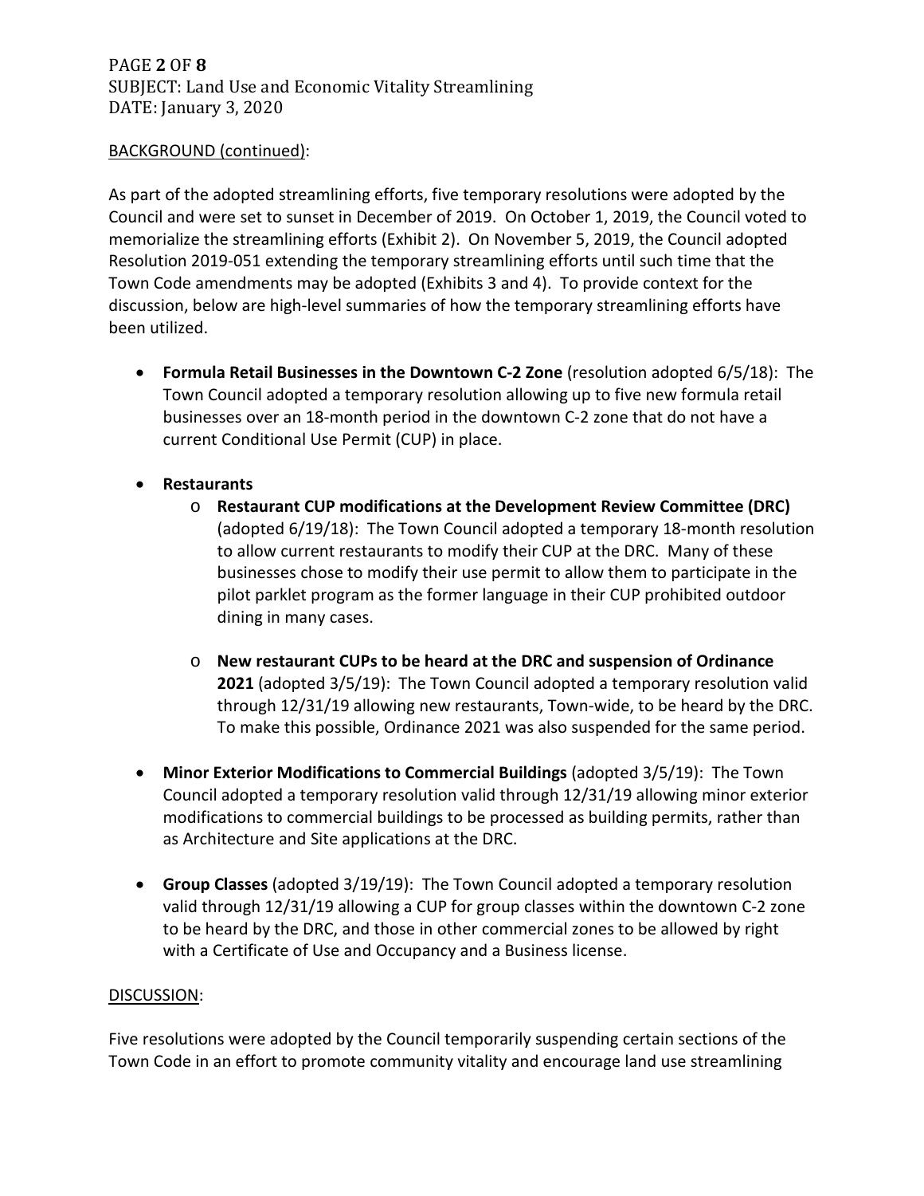BACKGROUND (continued):

As part of the adopted streamlining efforts, five temporary resolutions were adopted by the Council and were set to sunset in December of 2019. On October 1, 2019, the Council voted to memorialize the streamlining efforts (Exhibit 2). On November 5, 2019, the Council adopted Resolution 2019-051 extending the temporary streamlining efforts until such time that the Town Code amendments may be adopted (Exhibits 3 and 4). To provide context for the discussion, below are high-level summaries of how the temporary streamlining efforts have been utilized.

- **Formula Retail Businesses in the Downtown C-2 Zone** (resolution adopted 6/5/18): The Town Council adopted a temporary resolution allowing up to five new formula retail businesses over an 18-month period in the downtown C-2 zone that do not have a current Conditional Use Permit (CUP) in place.

- **Restaurants**
  - **Restaurant CUP modifications at the Development Review Committee (DRC)** (adopted 6/19/18): The Town Council adopted a temporary 18-month resolution to allow current restaurants to modify their CUP at the DRC. Many of these businesses chose to modify their use permit to allow them to participate in the pilot parklet program as the former language in their CUP prohibited outdoor dining in many cases.

  - **New restaurant CUPs to be heard at the DRC and suspension of Ordinance 2021** (adopted 3/5/19): The Town Council adopted a temporary resolution valid through 12/31/19 allowing new restaurants, Town-wide, to be heard by the DRC. To make this possible, Ordinance 2021 was also suspended for the same period.

- **Minor Exterior Modifications to Commercial Buildings** (adopted 3/5/19): The Town Council adopted a temporary resolution valid through 12/31/19 allowing minor exterior modifications to commercial buildings to be processed as building permits, rather than as Architecture and Site applications at the DRC.

- **Group Classes** (adopted 3/19/19): The Town Council adopted a temporary resolution valid through 12/31/19 allowing a CUP for group classes within the downtown C-2 zone to be heard by the DRC, and those in other commercial zones to be allowed by right with a Certificate of Use and Occupancy and a Business license.

DISCUSSION:

Five resolutions were adopted by the Council temporarily suspending certain sections of the Town Code in an effort to promote community vitality and encourage land use streamlining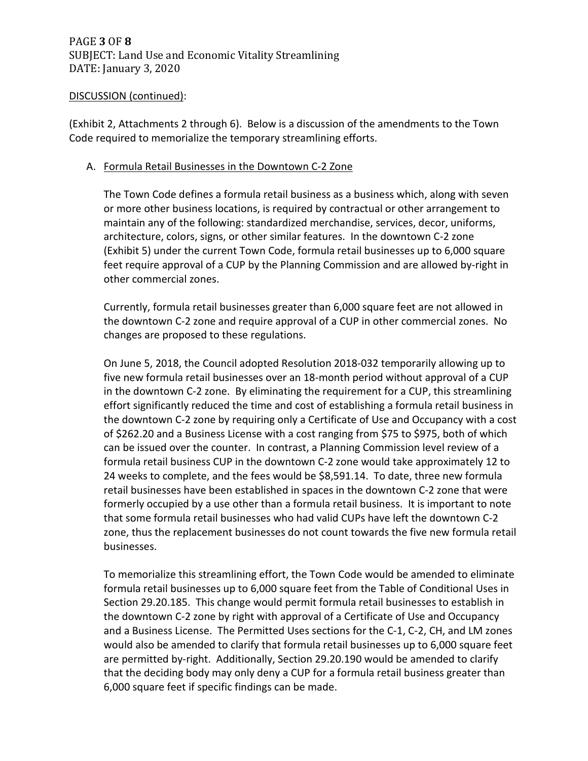DISCUSSION (continued):

(Exhibit 2, Attachments 2 through 6). Below is a discussion of the amendments to the Town Code required to memorialize the temporary streamlining efforts.

A. Formula Retail Businesses in the Downtown C-2 Zone

The Town Code defines a formula retail business as a business which, along with seven or more other business locations, is required by contractual or other arrangement to maintain any of the following: standardized merchandise, services, decor, uniforms, architecture, colors, signs, or other similar features. In the downtown C-2 zone (Exhibit 5) under the current Town Code, formula retail businesses up to 6,000 square feet require approval of a CUP by the Planning Commission and are allowed by-right in other commercial zones.

Currently, formula retail businesses greater than 6,000 square feet are not allowed in the downtown C-2 zone and require approval of a CUP in other commercial zones. No changes are proposed to these regulations.

On June 5, 2018, the Council adopted Resolution 2018-032 temporarily allowing up to five new formula retail businesses over an 18-month period without approval of a CUP in the downtown C-2 zone. By eliminating the requirement for a CUP, this streamlining effort significantly reduced the time and cost of establishing a formula retail business in the downtown C-2 zone by requiring only a Certificate of Use and Occupancy with a cost of $262.20 and a Business License with a cost ranging from $75 to $975, both of which can be issued over the counter. In contrast, a Planning Commission level review of a formula retail business CUP in the downtown C-2 zone would take approximately 12 to 24 weeks to complete, and the fees would be $8,591.14. To date, three new formula retail businesses have been established in spaces in the downtown C-2 zone that were formerly occupied by a use other than a formula retail business. It is important to note that some formula retail businesses who had valid CUPs have left the downtown C-2 zone, thus the replacement businesses do not count towards the five new formula retail businesses.

To memorialize this streamlining effort, the Town Code would be amended to eliminate formula retail businesses up to 6,000 square feet from the Table of Conditional Uses in Section 29.20.185. This change would permit formula retail businesses to establish in the downtown C-2 zone by right with approval of a Certificate of Use and Occupancy and a Business License. The Permitted Uses sections for the C-1, C-2, CH, and LM zones would also be amended to clarify that formula retail businesses up to 6,000 square feet are permitted by-right. Additionally, Section 29.20.190 would be amended to clarify that the deciding body may only deny a CUP for a formula retail business greater than 6,000 square feet if specific findings can be made.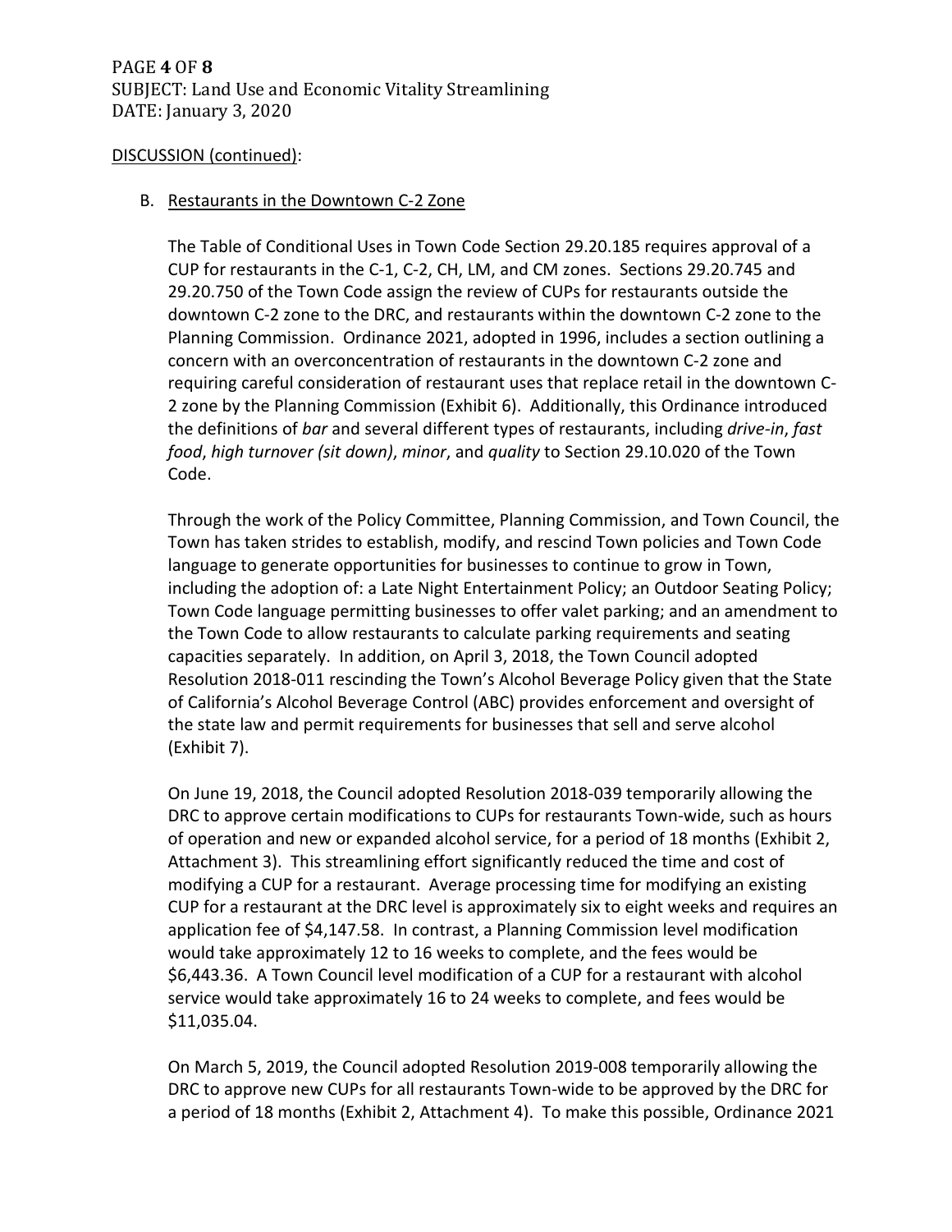DISCUSSION (continued):

B. Restaurants in the Downtown C-2 Zone

The Table of Conditional Uses in Town Code Section 29.20.185 requires approval of a CUP for restaurants in the C-1, C-2, CH, LM, and CM zones. Sections 29.20.745 and 29.20.750 of the Town Code assign the review of CUPs for restaurants outside the downtown C-2 zone to the DRC, and restaurants within the downtown C-2 zone to the Planning Commission. Ordinance 2021, adopted in 1996, includes a section outlining a concern with an overconcentration of restaurants in the downtown C-2 zone and requiring careful consideration of restaurant uses that replace retail in the downtown C-2 zone by the Planning Commission (Exhibit 6). Additionally, this Ordinance introduced the definitions of *bar* and several different types of restaurants, including *drive-in*, *fast food*, *high turnover (sit down)*, *minor*, and *quality* to Section 29.10.020 of the Town Code.

Through the work of the Policy Committee, Planning Commission, and Town Council, the Town has taken strides to establish, modify, and rescind Town policies and Town Code language to generate opportunities for businesses to continue to grow in Town, including the adoption of: a Late Night Entertainment Policy; an Outdoor Seating Policy; Town Code language permitting businesses to offer valet parking; and an amendment to the Town Code to allow restaurants to calculate parking requirements and seating capacities separately. In addition, on April 3, 2018, the Town Council adopted Resolution 2018-011 rescinding the Town's Alcohol Beverage Policy given that the State of California's Alcohol Beverage Control (ABC) provides enforcement and oversight of the state law and permit requirements for businesses that sell and serve alcohol (Exhibit 7).

On June 19, 2018, the Council adopted Resolution 2018-039 temporarily allowing the DRC to approve certain modifications to CUPs for restaurants Town-wide, such as hours of operation and new or expanded alcohol service, for a period of 18 months (Exhibit 2, Attachment 3). This streamlining effort significantly reduced the time and cost of modifying a CUP for a restaurant. Average processing time for modifying an existing CUP for a restaurant at the DRC level is approximately six to eight weeks and requires an application fee of $4,147.58. In contrast, a Planning Commission level modification would take approximately 12 to 16 weeks to complete, and the fees would be $6,443.36. A Town Council level modification of a CUP for a restaurant with alcohol service would take approximately 16 to 24 weeks to complete, and fees would be $11,035.04.

On March 5, 2019, the Council adopted Resolution 2019-008 temporarily allowing the DRC to approve new CUPs for all restaurants Town-wide to be approved by the DRC for a period of 18 months (Exhibit 2, Attachment 4). To make this possible, Ordinance 2021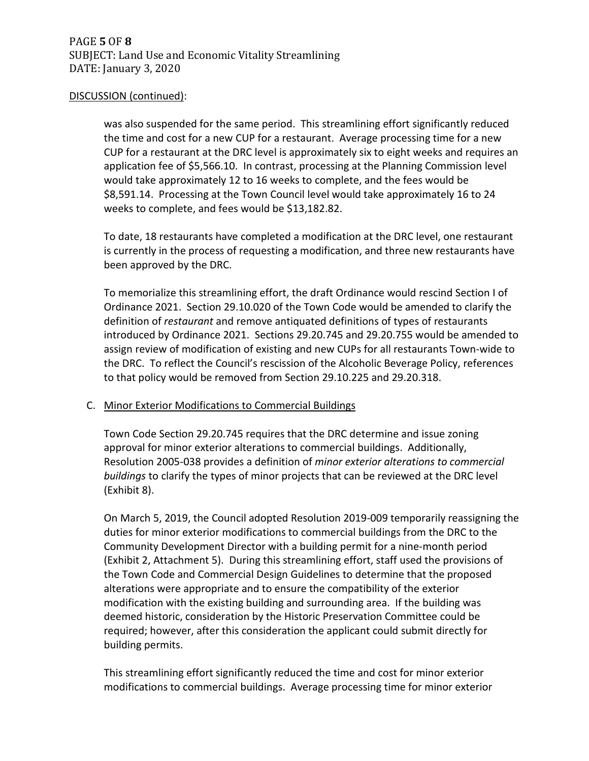DISCUSSION (continued):

was also suspended for the same period. This streamlining effort significantly reduced the time and cost for a new CUP for a restaurant. Average processing time for a new CUP for a restaurant at the DRC level is approximately six to eight weeks and requires an application fee of $5,566.10. In contrast, processing at the Planning Commission level would take approximately 12 to 16 weeks to complete, and the fees would be $8,591.14. Processing at the Town Council level would take approximately 16 to 24 weeks to complete, and fees would be $13,182.82.

To date, 18 restaurants have completed a modification at the DRC level, one restaurant is currently in the process of requesting a modification, and three new restaurants have been approved by the DRC.

To memorialize this streamlining effort, the draft Ordinance would rescind Section I of Ordinance 2021. Section 29.10.020 of the Town Code would be amended to clarify the definition of *restaurant* and remove antiquated definitions of types of restaurants introduced by Ordinance 2021. Sections 29.20.745 and 29.20.755 would be amended to assign review of modification of existing and new CUPs for all restaurants Town-wide to the DRC. To reflect the Council's rescission of the Alcoholic Beverage Policy, references to that policy would be removed from Section 29.10.225 and 29.20.318.

C. Minor Exterior Modifications to Commercial Buildings

Town Code Section 29.20.745 requires that the DRC determine and issue zoning approval for minor exterior alterations to commercial buildings. Additionally, Resolution 2005-038 provides a definition of *minor exterior alterations to commercial buildings* to clarify the types of minor projects that can be reviewed at the DRC level (Exhibit 8).

On March 5, 2019, the Council adopted Resolution 2019-009 temporarily reassigning the duties for minor exterior modifications to commercial buildings from the DRC to the Community Development Director with a building permit for a nine-month period (Exhibit 2, Attachment 5). During this streamlining effort, staff used the provisions of the Town Code and Commercial Design Guidelines to determine that the proposed alterations were appropriate and to ensure the compatibility of the exterior modification with the existing building and surrounding area. If the building was deemed historic, consideration by the Historic Preservation Committee could be required; however, after this consideration the applicant could submit directly for building permits.

This streamlining effort significantly reduced the time and cost for minor exterior modifications to commercial buildings. Average processing time for minor exterior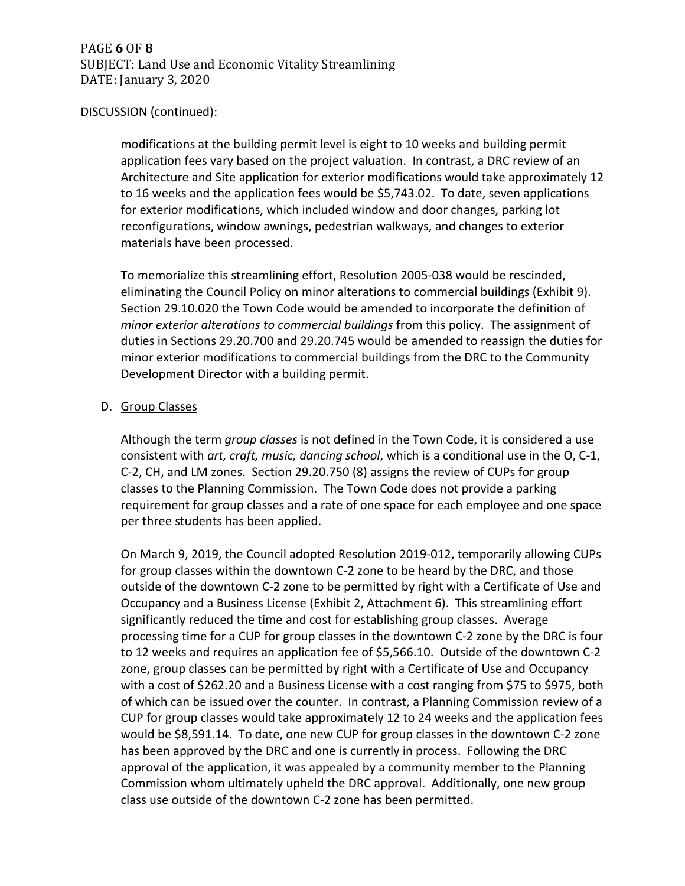DISCUSSION (continued):

modifications at the building permit level is eight to 10 weeks and building permit application fees vary based on the project valuation. In contrast, a DRC review of an Architecture and Site application for exterior modifications would take approximately 12 to 16 weeks and the application fees would be $5,743.02. To date, seven applications for exterior modifications, which included window and door changes, parking lot reconfigurations, window awnings, pedestrian walkways, and changes to exterior materials have been processed.

To memorialize this streamlining effort, Resolution 2005-038 would be rescinded, eliminating the Council Policy on minor alterations to commercial buildings (Exhibit 9). Section 29.10.020 the Town Code would be amended to incorporate the definition of *minor exterior alterations to commercial buildings* from this policy. The assignment of duties in Sections 29.20.700 and 29.20.745 would be amended to reassign the duties for minor exterior modifications to commercial buildings from the DRC to the Community Development Director with a building permit.

D. Group Classes

Although the term *group classes* is not defined in the Town Code, it is considered a use consistent with *art, craft, music, dancing school*, which is a conditional use in the O, C-1, C-2, CH, and LM zones. Section 29.20.750 (8) assigns the review of CUPs for group classes to the Planning Commission. The Town Code does not provide a parking requirement for group classes and a rate of one space for each employee and one space per three students has been applied.

On March 9, 2019, the Council adopted Resolution 2019-012, temporarily allowing CUPs for group classes within the downtown C-2 zone to be heard by the DRC, and those outside of the downtown C-2 zone to be permitted by right with a Certificate of Use and Occupancy and a Business License (Exhibit 2, Attachment 6). This streamlining effort significantly reduced the time and cost for establishing group classes. Average processing time for a CUP for group classes in the downtown C-2 zone by the DRC is four to 12 weeks and requires an application fee of $5,566.10. Outside of the downtown C-2 zone, group classes can be permitted by right with a Certificate of Use and Occupancy with a cost of $262.20 and a Business License with a cost ranging from $75 to $975, both of which can be issued over the counter. In contrast, a Planning Commission review of a CUP for group classes would take approximately 12 to 24 weeks and the application fees would be $8,591.14. To date, one new CUP for group classes in the downtown C-2 zone has been approved by the DRC and one is currently in process. Following the DRC approval of the application, it was appealed by a community member to the Planning Commission whom ultimately upheld the DRC approval. Additionally, one new group class use outside of the downtown C-2 zone has been permitted.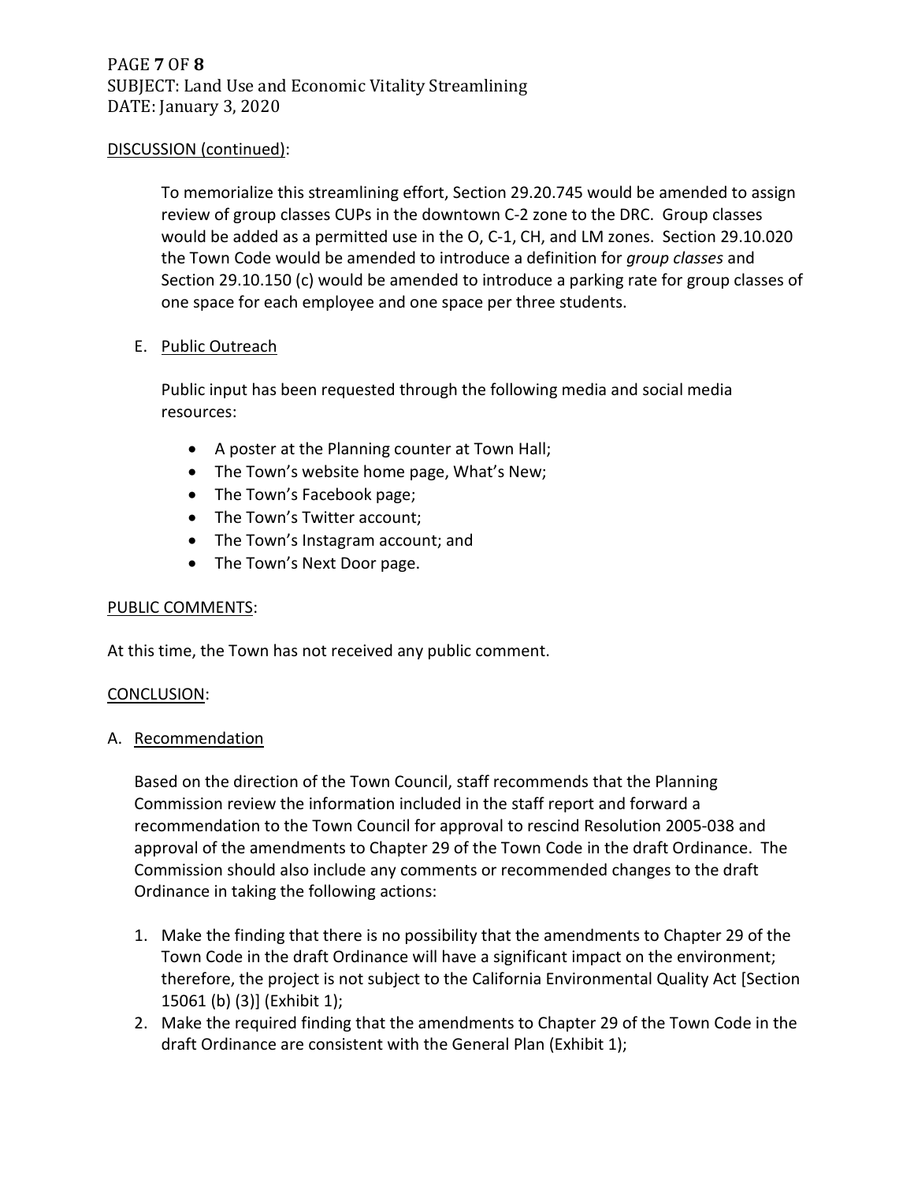DISCUSSION (continued):

To memorialize this streamlining effort, Section 29.20.745 would be amended to assign review of group classes CUPs in the downtown C-2 zone to the DRC. Group classes would be added as a permitted use in the O, C-1, CH, and LM zones. Section 29.10.020 the Town Code would be amended to introduce a definition for *group classes* and Section 29.10.150 (c) would be amended to introduce a parking rate for group classes of one space for each employee and one space per three students.

E. Public Outreach

Public input has been requested through the following media and social media resources:

- A poster at the Planning counter at Town Hall;
- The Town's website home page, What's New;
- The Town's Facebook page;
- The Town's Twitter account;
- The Town's Instagram account; and
- The Town's Next Door page.

PUBLIC COMMENTS:

At this time, the Town has not received any public comment.

CONCLUSION:

A. Recommendation

Based on the direction of the Town Council, staff recommends that the Planning Commission review the information included in the staff report and forward a recommendation to the Town Council for approval to rescind Resolution 2005-038 and approval of the amendments to Chapter 29 of the Town Code in the draft Ordinance. The Commission should also include any comments or recommended changes to the draft Ordinance in taking the following actions:

1. Make the finding that there is no possibility that the amendments to Chapter 29 of the Town Code in the draft Ordinance will have a significant impact on the environment; therefore, the project is not subject to the California Environmental Quality Act [Section 15061 (b) (3)] (Exhibit 1);
2. Make the required finding that the amendments to Chapter 29 of the Town Code in the draft Ordinance are consistent with the General Plan (Exhibit 1);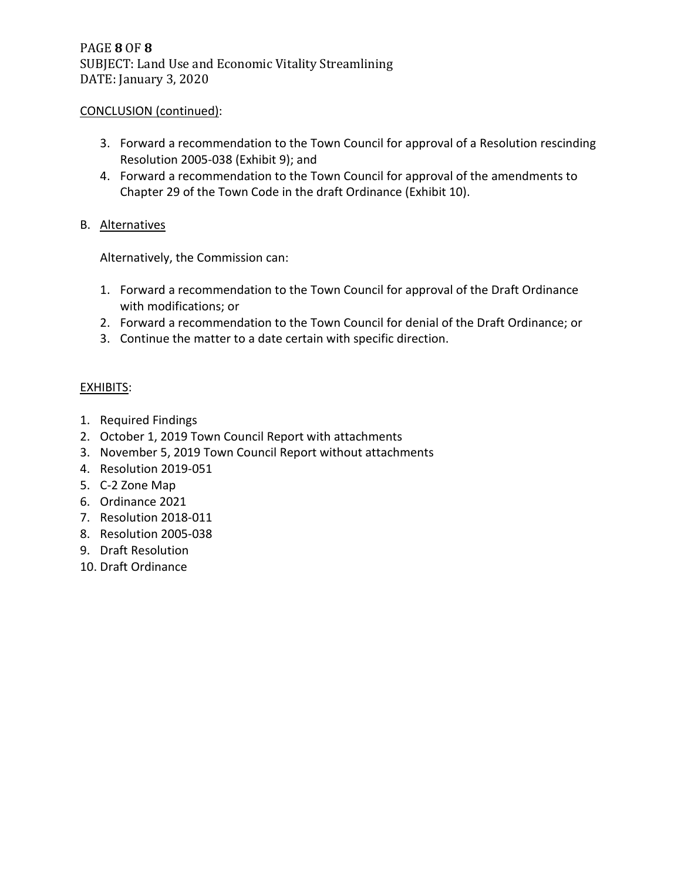CONCLUSION (continued):

3. Forward a recommendation to the Town Council for approval of a Resolution rescinding Resolution 2005-038 (Exhibit 9); and
4. Forward a recommendation to the Town Council for approval of the amendments to Chapter 29 of the Town Code in the draft Ordinance (Exhibit 10).

B. Alternatives

Alternatively, the Commission can:

1. Forward a recommendation to the Town Council for approval of the Draft Ordinance with modifications; or
2. Forward a recommendation to the Town Council for denial of the Draft Ordinance; or
3. Continue the matter to a date certain with specific direction.

EXHIBITS:

1. Required Findings
2. October 1, 2019 Town Council Report with attachments
3. November 5, 2019 Town Council Report without attachments
4. Resolution 2019-051
5. C-2 Zone Map
6. Ordinance 2021
7. Resolution 2018-011
8. Resolution 2005-038
9. Draft Resolution
10. Draft Ordinance